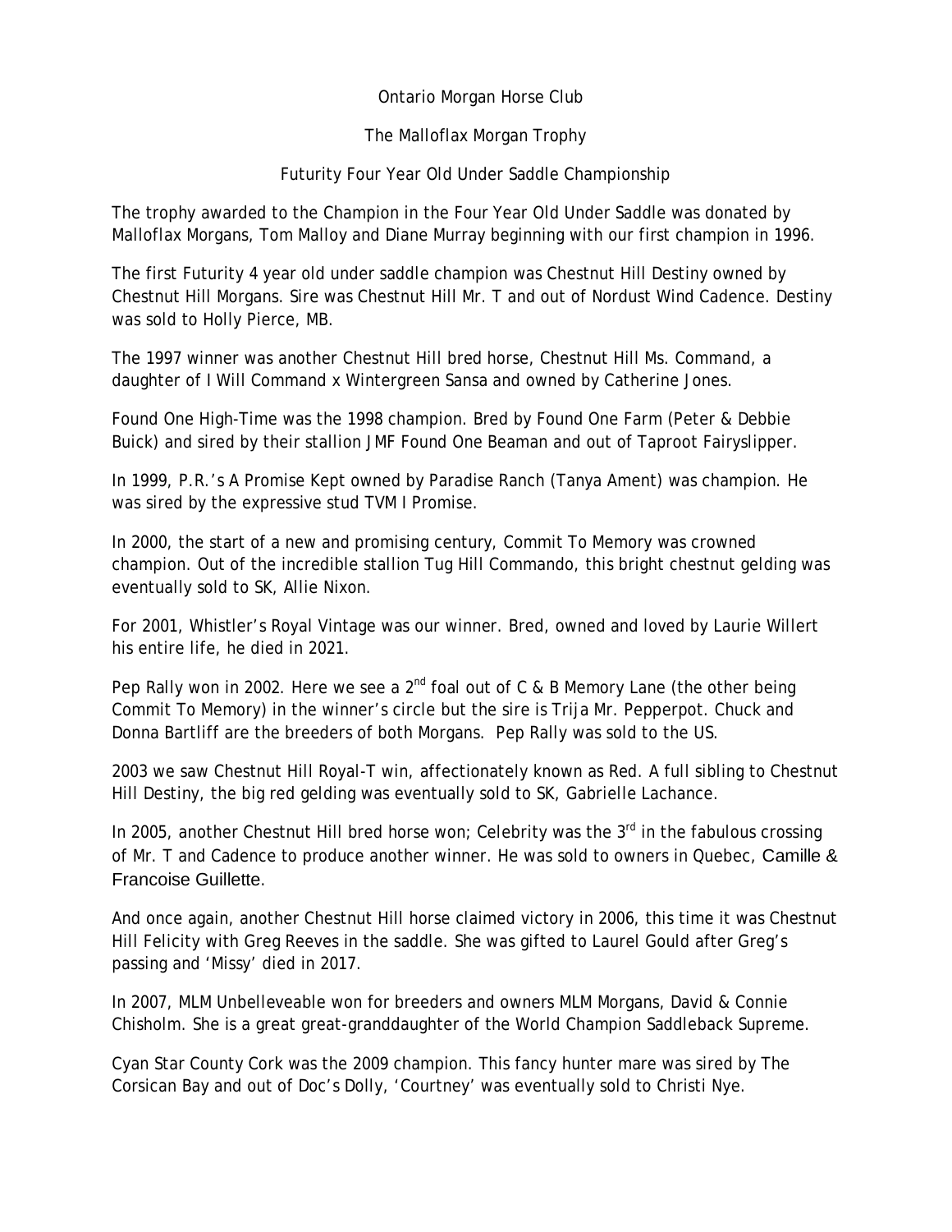Ontario Morgan Horse Club

The Malloflax Morgan Trophy

Futurity Four Year Old Under Saddle Championship

The trophy awarded to the Champion in the Four Year Old Under Saddle was donated by Malloflax Morgans, Tom Malloy and Diane Murray beginning with our first champion in 1996.

The first Futurity 4 year old under saddle champion was Chestnut Hill Destiny owned by Chestnut Hill Morgans. Sire was Chestnut Hill Mr. T and out of Nordust Wind Cadence. Destiny was sold to Holly Pierce, MB.

The 1997 winner was another Chestnut Hill bred horse, Chestnut Hill Ms. Command, a daughter of I Will Command x Wintergreen Sansa and owned by Catherine Jones.

Found One High-Time was the 1998 champion. Bred by Found One Farm (Peter & Debbie Buick) and sired by their stallion JMF Found One Beaman and out of Taproot Fairyslipper.

In 1999, P.R.'s A Promise Kept owned by Paradise Ranch (Tanya Ament) was champion. He was sired by the expressive stud TVM I Promise.

In 2000, the start of a new and promising century, Commit To Memory was crowned champion. Out of the incredible stallion Tug Hill Commando, this bright chestnut gelding was eventually sold to SK, Allie Nixon.

For 2001, Whistler's Royal Vintage was our winner. Bred, owned and loved by Laurie Willert his entire life, he died in 2021.

Pep Rally won in 2002. Here we see a 2nd foal out of C & B Memory Lane (the other being Commit To Memory) in the winner's circle but the sire is Trija Mr. Pepperpot. Chuck and Donna Bartliff are the breeders of both Morgans. Pep Rally was sold to the US.

2003 we saw Chestnut Hill Royal-T win, affectionately known as Red. A full sibling to Chestnut Hill Destiny, the big red gelding was eventually sold to SK, Gabrielle Lachance.

In 2005, another Chestnut Hill bred horse won; Celebrity was the 3rd in the fabulous crossing of Mr. T and Cadence to produce another winner. He was sold to owners in Quebec, Camille & Francoise Guillette.

And once again, another Chestnut Hill horse claimed victory in 2006, this time it was Chestnut Hill Felicity with Greg Reeves in the saddle. She was gifted to Laurel Gould after Greg's passing and 'Missy' died in 2017.

In 2007, MLM Unbelleveable won for breeders and owners MLM Morgans, David & Connie Chisholm. She is a great great-granddaughter of the World Champion Saddleback Supreme.

Cyan Star County Cork was the 2009 champion. This fancy hunter mare was sired by The Corsican Bay and out of Doc's Dolly, 'Courtney' was eventually sold to Christi Nye.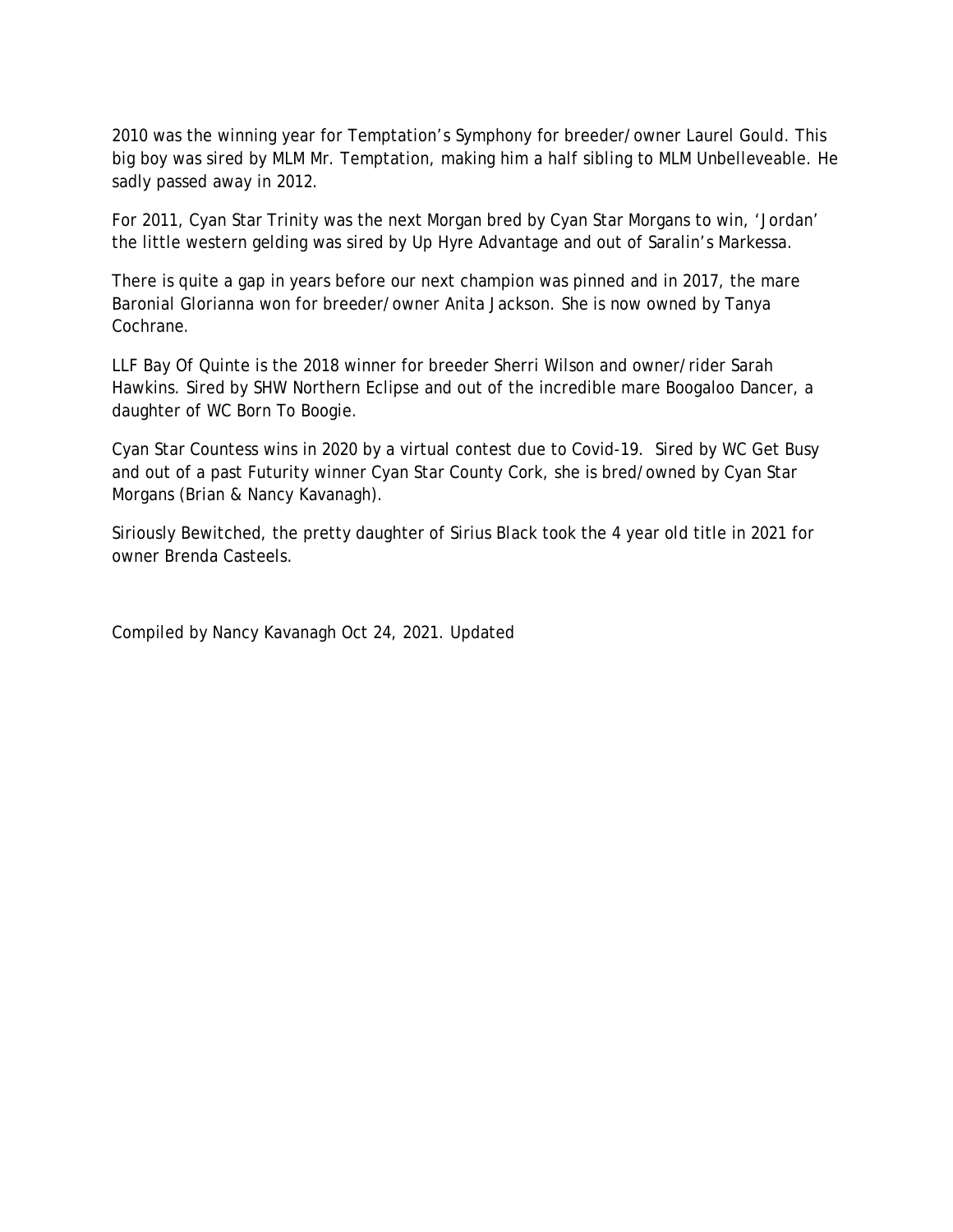2010 was the winning year for Temptation's Symphony for breeder/owner Laurel Gould. This big boy was sired by MLM Mr. Temptation, making him a half sibling to MLM Unbelleveable. He sadly passed away in 2012.

For 2011, Cyan Star Trinity was the next Morgan bred by Cyan Star Morgans to win, 'Jordan' the little western gelding was sired by Up Hyre Advantage and out of Saralin's Markessa.

There is quite a gap in years before our next champion was pinned and in 2017, the mare Baronial Glorianna won for breeder/owner Anita Jackson. She is now owned by Tanya Cochrane.

LLF Bay Of Quinte is the 2018 winner for breeder Sherri Wilson and owner/rider Sarah Hawkins. Sired by SHW Northern Eclipse and out of the incredible mare Boogaloo Dancer, a daughter of WC Born To Boogie.

Cyan Star Countess wins in 2020 by a virtual contest due to Covid-19. Sired by WC Get Busy and out of a past Futurity winner Cyan Star County Cork, she is bred/owned by Cyan Star Morgans (Brian & Nancy Kavanagh).

Siriously Bewitched, the pretty daughter of Sirius Black took the 4 year old title in 2021 for owner Brenda Casteels.

Compiled by Nancy Kavanagh Oct 24, 2021. Updated